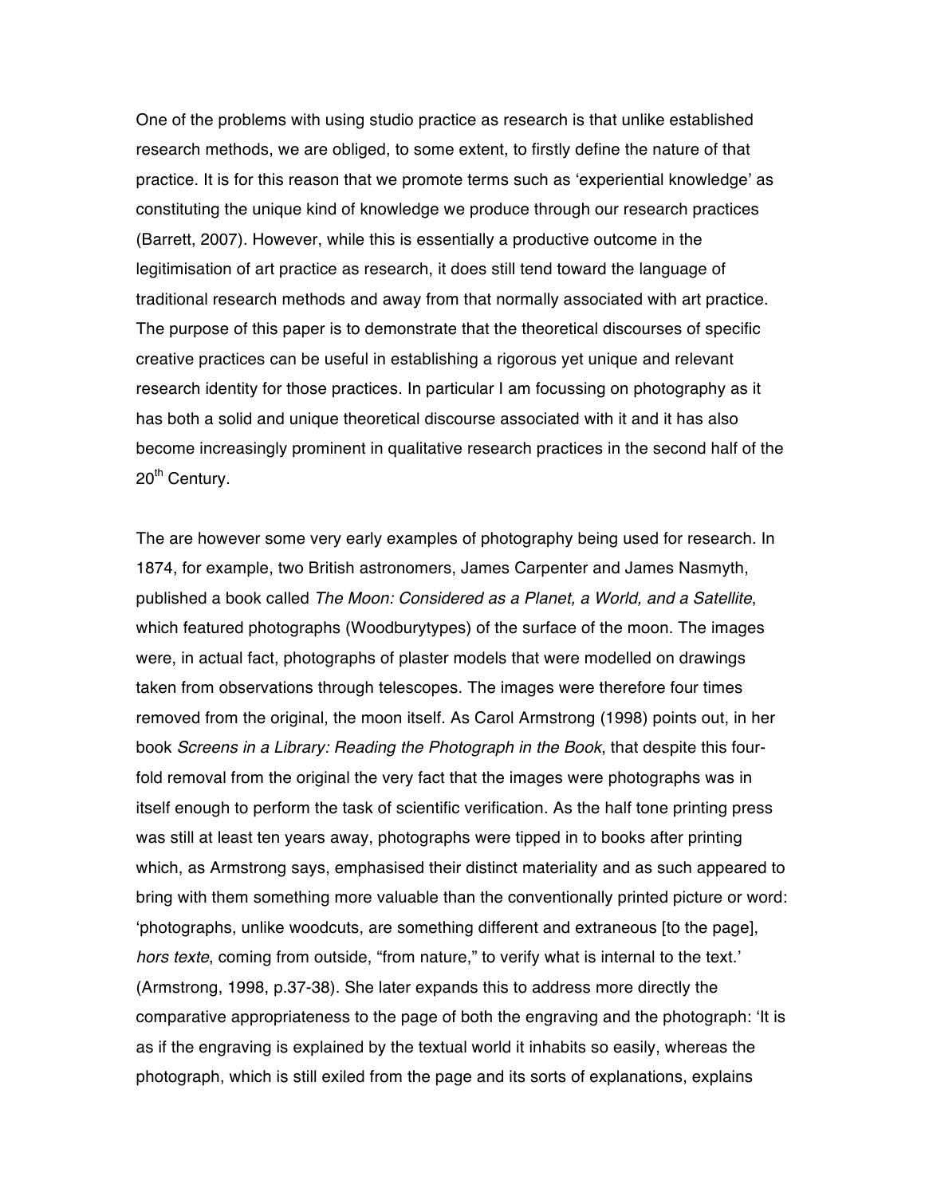One of the problems with using studio practice as research is that unlike established research methods, we are obliged, to some extent, to firstly define the nature of that practice. It is for this reason that we promote terms such as 'experiential knowledge' as constituting the unique kind of knowledge we produce through our research practices (Barrett, 2007). However, while this is essentially a productive outcome in the legitimisation of art practice as research, it does still tend toward the language of traditional research methods and away from that normally associated with art practice. The purpose of this paper is to demonstrate that the theoretical discourses of specific creative practices can be useful in establishing a rigorous yet unique and relevant research identity for those practices. In particular I am focussing on photography as it has both a solid and unique theoretical discourse associated with it and it has also become increasingly prominent in qualitative research practices in the second half of the 20th Century.

The are however some very early examples of photography being used for research. In 1874, for example, two British astronomers, James Carpenter and James Nasmyth, published a book called *The Moon: Considered as a Planet, a World, and a Satellite*, which featured photographs (Woodburytypes) of the surface of the moon. The images were, in actual fact, photographs of plaster models that were modelled on drawings taken from observations through telescopes. The images were therefore four times removed from the original, the moon itself. As Carol Armstrong (1998) points out, in her book *Screens in a Library: Reading the Photograph in the Book*, that despite this four-fold removal from the original the very fact that the images were photographs was in itself enough to perform the task of scientific verification. As the half tone printing press was still at least ten years away, photographs were tipped in to books after printing which, as Armstrong says, emphasised their distinct materiality and as such appeared to bring with them something more valuable than the conventionally printed picture or word: 'photographs, unlike woodcuts, are something different and extraneous [to the page], *hors texte*, coming from outside, "from nature," to verify what is internal to the text.' (Armstrong, 1998, p.37-38). She later expands this to address more directly the comparative appropriateness to the page of both the engraving and the photograph: 'It is as if the engraving is explained by the textual world it inhabits so easily, whereas the photograph, which is still exiled from the page and its sorts of explanations, explains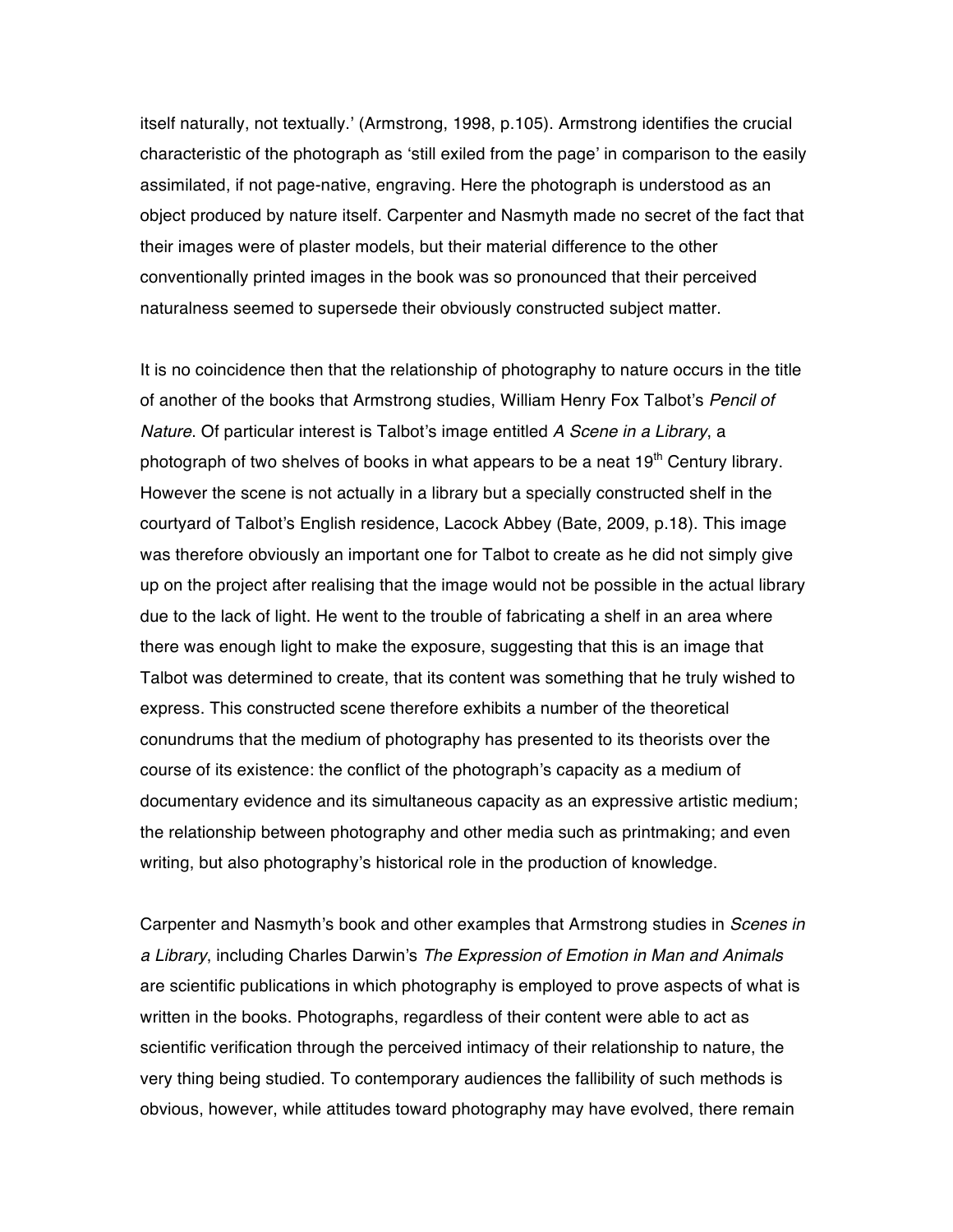itself naturally, not textually.' (Armstrong, 1998, p.105). Armstrong identifies the crucial characteristic of the photograph as 'still exiled from the page' in comparison to the easily assimilated, if not page-native, engraving. Here the photograph is understood as an object produced by nature itself. Carpenter and Nasmyth made no secret of the fact that their images were of plaster models, but their material difference to the other conventionally printed images in the book was so pronounced that their perceived naturalness seemed to supersede their obviously constructed subject matter.

It is no coincidence then that the relationship of photography to nature occurs in the title of another of the books that Armstrong studies, William Henry Fox Talbot's *Pencil of Nature*. Of particular interest is Talbot's image entitled *A Scene in a Library*, a photograph of two shelves of books in what appears to be a neat 19th Century library. However the scene is not actually in a library but a specially constructed shelf in the courtyard of Talbot's English residence, Lacock Abbey (Bate, 2009, p.18). This image was therefore obviously an important one for Talbot to create as he did not simply give up on the project after realising that the image would not be possible in the actual library due to the lack of light. He went to the trouble of fabricating a shelf in an area where there was enough light to make the exposure, suggesting that this is an image that Talbot was determined to create, that its content was something that he truly wished to express. This constructed scene therefore exhibits a number of the theoretical conundrums that the medium of photography has presented to its theorists over the course of its existence: the conflict of the photograph's capacity as a medium of documentary evidence and its simultaneous capacity as an expressive artistic medium; the relationship between photography and other media such as printmaking; and even writing, but also photography's historical role in the production of knowledge.

Carpenter and Nasmyth's book and other examples that Armstrong studies in *Scenes in a Library*, including Charles Darwin's *The Expression of Emotion in Man and Animals* are scientific publications in which photography is employed to prove aspects of what is written in the books. Photographs, regardless of their content were able to act as scientific verification through the perceived intimacy of their relationship to nature, the very thing being studied. To contemporary audiences the fallibility of such methods is obvious, however, while attitudes toward photography may have evolved, there remain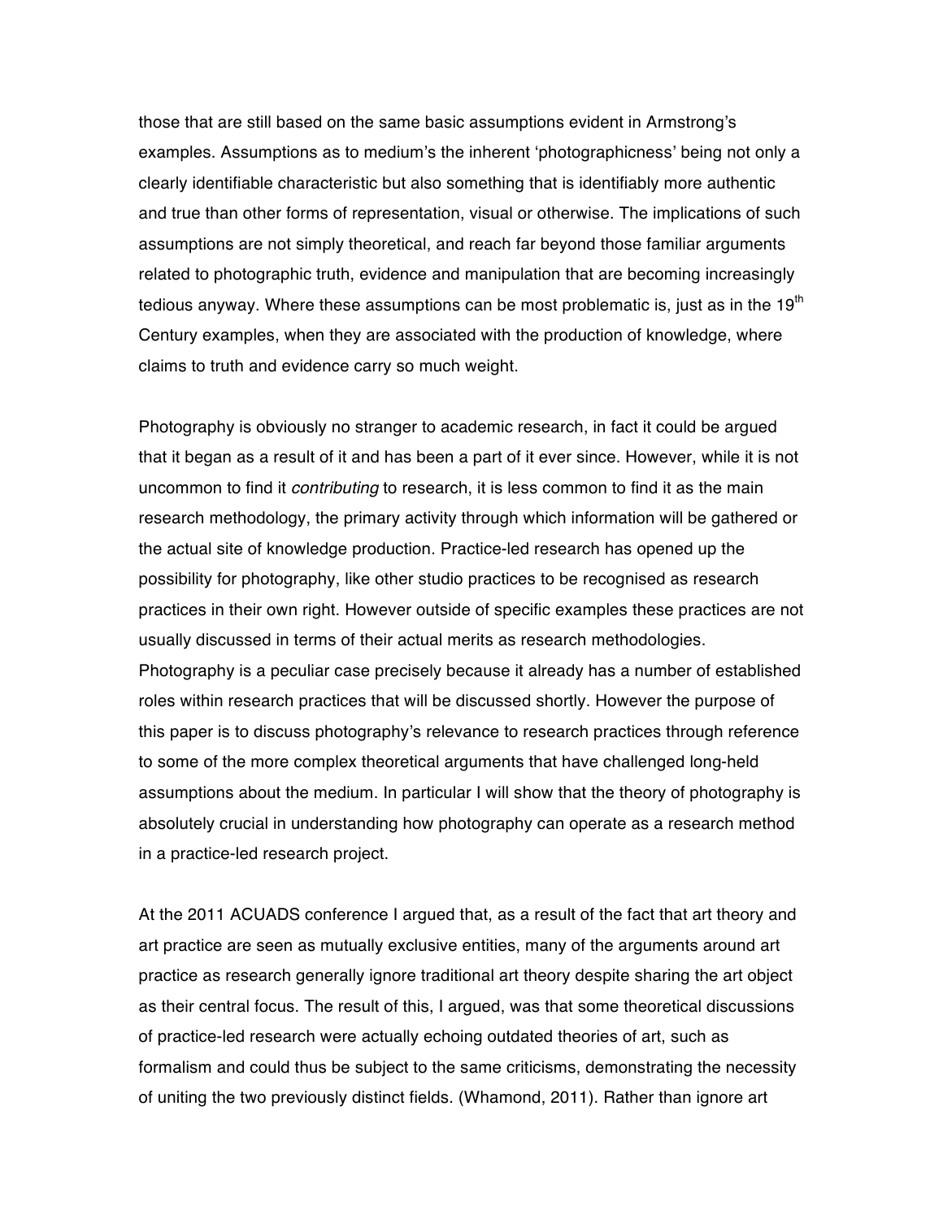those that are still based on the same basic assumptions evident in Armstrong's examples. Assumptions as to medium's the inherent 'photographicness' being not only a clearly identifiable characteristic but also something that is identifiably more authentic and true than other forms of representation, visual or otherwise. The implications of such assumptions are not simply theoretical, and reach far beyond those familiar arguments related to photographic truth, evidence and manipulation that are becoming increasingly tedious anyway. Where these assumptions can be most problematic is, just as in the 19th Century examples, when they are associated with the production of knowledge, where claims to truth and evidence carry so much weight.

Photography is obviously no stranger to academic research, in fact it could be argued that it began as a result of it and has been a part of it ever since. However, while it is not uncommon to find it *contributing* to research, it is less common to find it as the main research methodology, the primary activity through which information will be gathered or the actual site of knowledge production. Practice-led research has opened up the possibility for photography, like other studio practices to be recognised as research practices in their own right. However outside of specific examples these practices are not usually discussed in terms of their actual merits as research methodologies. Photography is a peculiar case precisely because it already has a number of established roles within research practices that will be discussed shortly. However the purpose of this paper is to discuss photography's relevance to research practices through reference to some of the more complex theoretical arguments that have challenged long-held assumptions about the medium. In particular I will show that the theory of photography is absolutely crucial in understanding how photography can operate as a research method in a practice-led research project.

At the 2011 ACUADS conference I argued that, as a result of the fact that art theory and art practice are seen as mutually exclusive entities, many of the arguments around art practice as research generally ignore traditional art theory despite sharing the art object as their central focus. The result of this, I argued, was that some theoretical discussions of practice-led research were actually echoing outdated theories of art, such as formalism and could thus be subject to the same criticisms, demonstrating the necessity of uniting the two previously distinct fields. (Whamond, 2011). Rather than ignore art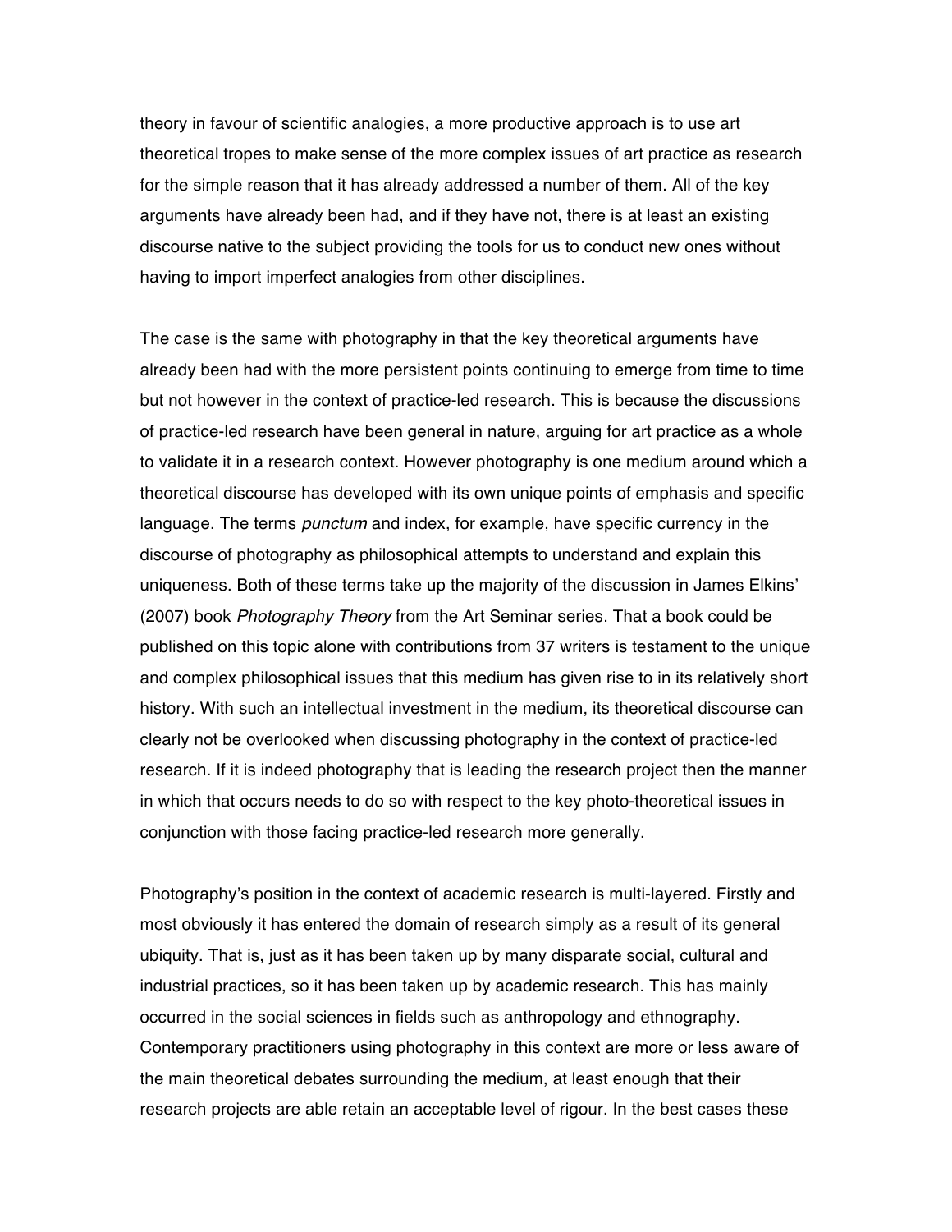theory in favour of scientific analogies, a more productive approach is to use art theoretical tropes to make sense of the more complex issues of art practice as research for the simple reason that it has already addressed a number of them. All of the key arguments have already been had, and if they have not, there is at least an existing discourse native to the subject providing the tools for us to conduct new ones without having to import imperfect analogies from other disciplines.

The case is the same with photography in that the key theoretical arguments have already been had with the more persistent points continuing to emerge from time to time but not however in the context of practice-led research. This is because the discussions of practice-led research have been general in nature, arguing for art practice as a whole to validate it in a research context. However photography is one medium around which a theoretical discourse has developed with its own unique points of emphasis and specific language. The terms *punctum* and index, for example, have specific currency in the discourse of photography as philosophical attempts to understand and explain this uniqueness. Both of these terms take up the majority of the discussion in James Elkins' (2007) book *Photography Theory* from the Art Seminar series. That a book could be published on this topic alone with contributions from 37 writers is testament to the unique and complex philosophical issues that this medium has given rise to in its relatively short history. With such an intellectual investment in the medium, its theoretical discourse can clearly not be overlooked when discussing photography in the context of practice-led research. If it is indeed photography that is leading the research project then the manner in which that occurs needs to do so with respect to the key photo-theoretical issues in conjunction with those facing practice-led research more generally.

Photography's position in the context of academic research is multi-layered. Firstly and most obviously it has entered the domain of research simply as a result of its general ubiquity. That is, just as it has been taken up by many disparate social, cultural and industrial practices, so it has been taken up by academic research. This has mainly occurred in the social sciences in fields such as anthropology and ethnography. Contemporary practitioners using photography in this context are more or less aware of the main theoretical debates surrounding the medium, at least enough that their research projects are able retain an acceptable level of rigour. In the best cases these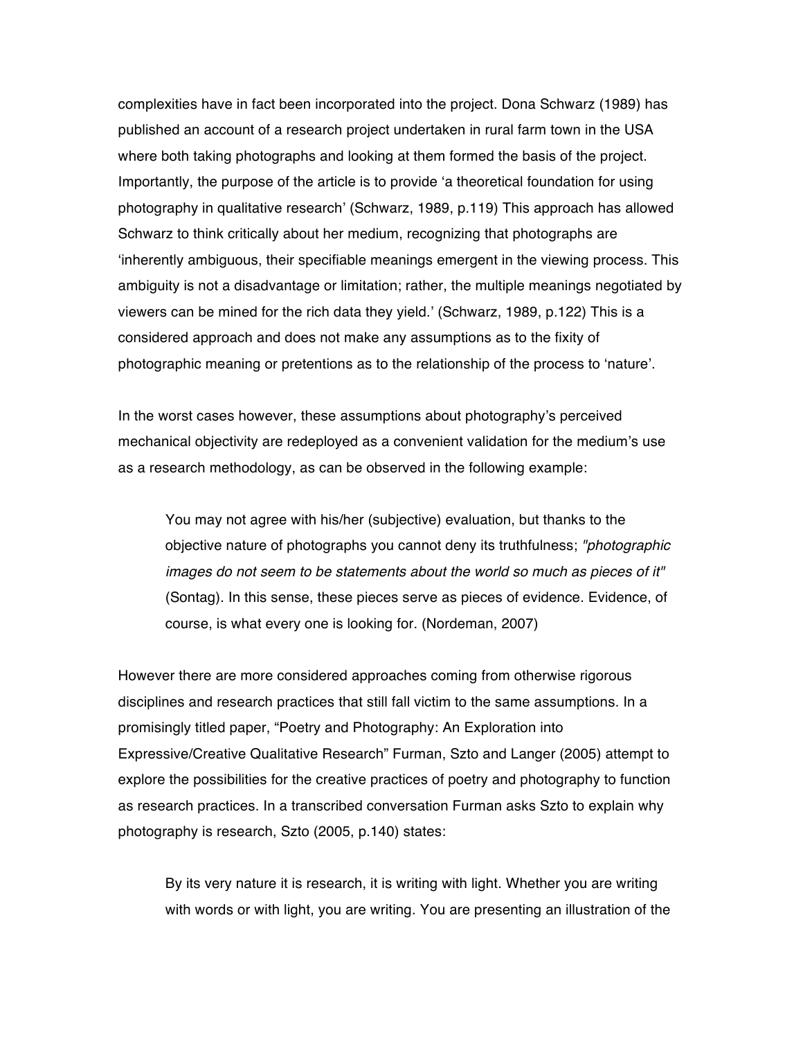complexities have in fact been incorporated into the project. Dona Schwarz (1989) has published an account of a research project undertaken in rural farm town in the USA where both taking photographs and looking at them formed the basis of the project. Importantly, the purpose of the article is to provide 'a theoretical foundation for using photography in qualitative research' (Schwarz, 1989, p.119) This approach has allowed Schwarz to think critically about her medium, recognizing that photographs are 'inherently ambiguous, their specifiable meanings emergent in the viewing process. This ambiguity is not a disadvantage or limitation; rather, the multiple meanings negotiated by viewers can be mined for the rich data they yield.' (Schwarz, 1989, p.122) This is a considered approach and does not make any assumptions as to the fixity of photographic meaning or pretentions as to the relationship of the process to 'nature'.

In the worst cases however, these assumptions about photography's perceived mechanical objectivity are redeployed as a convenient validation for the medium's use as a research methodology, as can be observed in the following example:

> You may not agree with his/her (subjective) evaluation, but thanks to the objective nature of photographs you cannot deny its truthfulness; *"photographic images do not seem to be statements about the world so much as pieces of it"* (Sontag). In this sense, these pieces serve as pieces of evidence. Evidence, of course, is what every one is looking for. (Nordeman, 2007)

However there are more considered approaches coming from otherwise rigorous disciplines and research practices that still fall victim to the same assumptions. In a promisingly titled paper, "Poetry and Photography: An Exploration into Expressive/Creative Qualitative Research" Furman, Szto and Langer (2005) attempt to explore the possibilities for the creative practices of poetry and photography to function as research practices. In a transcribed conversation Furman asks Szto to explain why photography is research, Szto (2005, p.140) states:

> By its very nature it is research, it is writing with light. Whether you are writing with words or with light, you are writing. You are presenting an illustration of the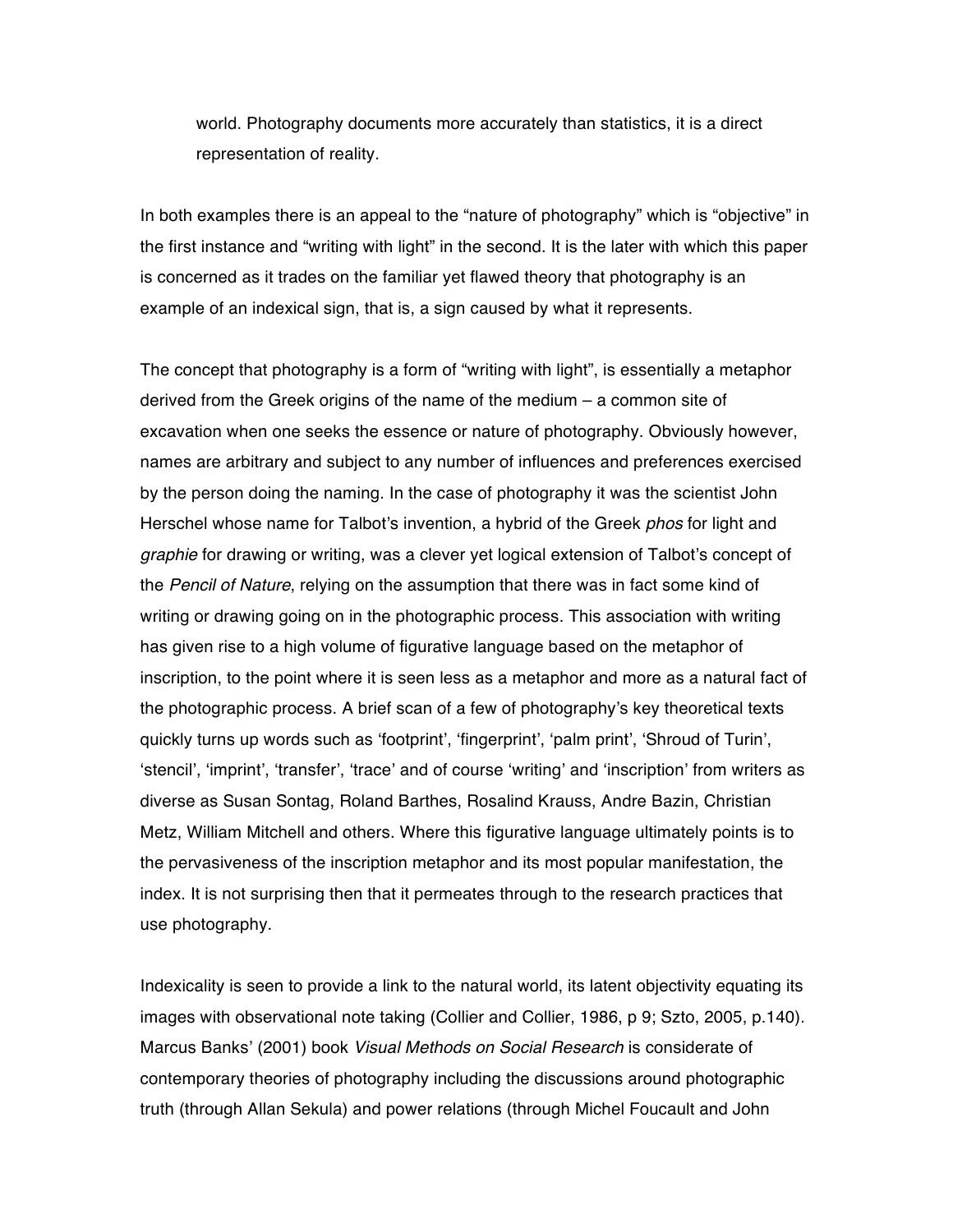world. Photography documents more accurately than statistics, it is a direct representation of reality.

In both examples there is an appeal to the "nature of photography" which is "objective" in the first instance and "writing with light" in the second. It is the later with which this paper is concerned as it trades on the familiar yet flawed theory that photography is an example of an indexical sign, that is, a sign caused by what it represents.

The concept that photography is a form of "writing with light", is essentially a metaphor derived from the Greek origins of the name of the medium – a common site of excavation when one seeks the essence or nature of photography. Obviously however, names are arbitrary and subject to any number of influences and preferences exercised by the person doing the naming. In the case of photography it was the scientist John Herschel whose name for Talbot's invention, a hybrid of the Greek *phos* for light and *graphie* for drawing or writing, was a clever yet logical extension of Talbot's concept of the *Pencil of Nature*, relying on the assumption that there was in fact some kind of writing or drawing going on in the photographic process. This association with writing has given rise to a high volume of figurative language based on the metaphor of inscription, to the point where it is seen less as a metaphor and more as a natural fact of the photographic process. A brief scan of a few of photography's key theoretical texts quickly turns up words such as 'footprint', 'fingerprint', 'palm print', 'Shroud of Turin', 'stencil', 'imprint', 'transfer', 'trace' and of course 'writing' and 'inscription' from writers as diverse as Susan Sontag, Roland Barthes, Rosalind Krauss, Andre Bazin, Christian Metz, William Mitchell and others. Where this figurative language ultimately points is to the pervasiveness of the inscription metaphor and its most popular manifestation, the index. It is not surprising then that it permeates through to the research practices that use photography.

Indexicality is seen to provide a link to the natural world, its latent objectivity equating its images with observational note taking (Collier and Collier, 1986, p 9; Szto, 2005, p.140). Marcus Banks' (2001) book *Visual Methods on Social Research* is considerate of contemporary theories of photography including the discussions around photographic truth (through Allan Sekula) and power relations (through Michel Foucault and John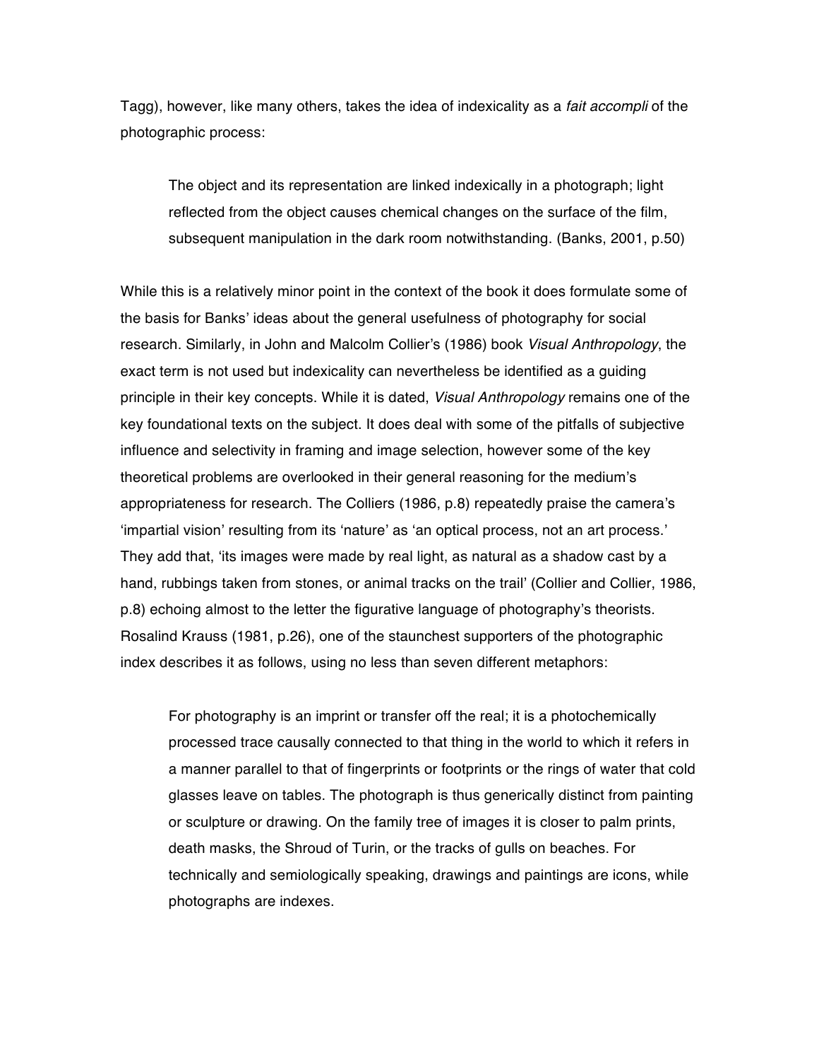Tagg), however, like many others, takes the idea of indexicality as a *fait accompli* of the photographic process:

> The object and its representation are linked indexically in a photograph; light reflected from the object causes chemical changes on the surface of the film, subsequent manipulation in the dark room notwithstanding. (Banks, 2001, p.50)

While this is a relatively minor point in the context of the book it does formulate some of the basis for Banks' ideas about the general usefulness of photography for social research. Similarly, in John and Malcolm Collier's (1986) book *Visual Anthropology*, the exact term is not used but indexicality can nevertheless be identified as a guiding principle in their key concepts. While it is dated, *Visual Anthropology* remains one of the key foundational texts on the subject. It does deal with some of the pitfalls of subjective influence and selectivity in framing and image selection, however some of the key theoretical problems are overlooked in their general reasoning for the medium's appropriateness for research. The Colliers (1986, p.8) repeatedly praise the camera's 'impartial vision' resulting from its 'nature' as 'an optical process, not an art process.' They add that, 'its images were made by real light, as natural as a shadow cast by a hand, rubbings taken from stones, or animal tracks on the trail' (Collier and Collier, 1986, p.8) echoing almost to the letter the figurative language of photography's theorists. Rosalind Krauss (1981, p.26), one of the staunchest supporters of the photographic index describes it as follows, using no less than seven different metaphors:

> For photography is an imprint or transfer off the real; it is a photochemically processed trace causally connected to that thing in the world to which it refers in a manner parallel to that of fingerprints or footprints or the rings of water that cold glasses leave on tables. The photograph is thus generically distinct from painting or sculpture or drawing. On the family tree of images it is closer to palm prints, death masks, the Shroud of Turin, or the tracks of gulls on beaches. For technically and semiologically speaking, drawings and paintings are icons, while photographs are indexes.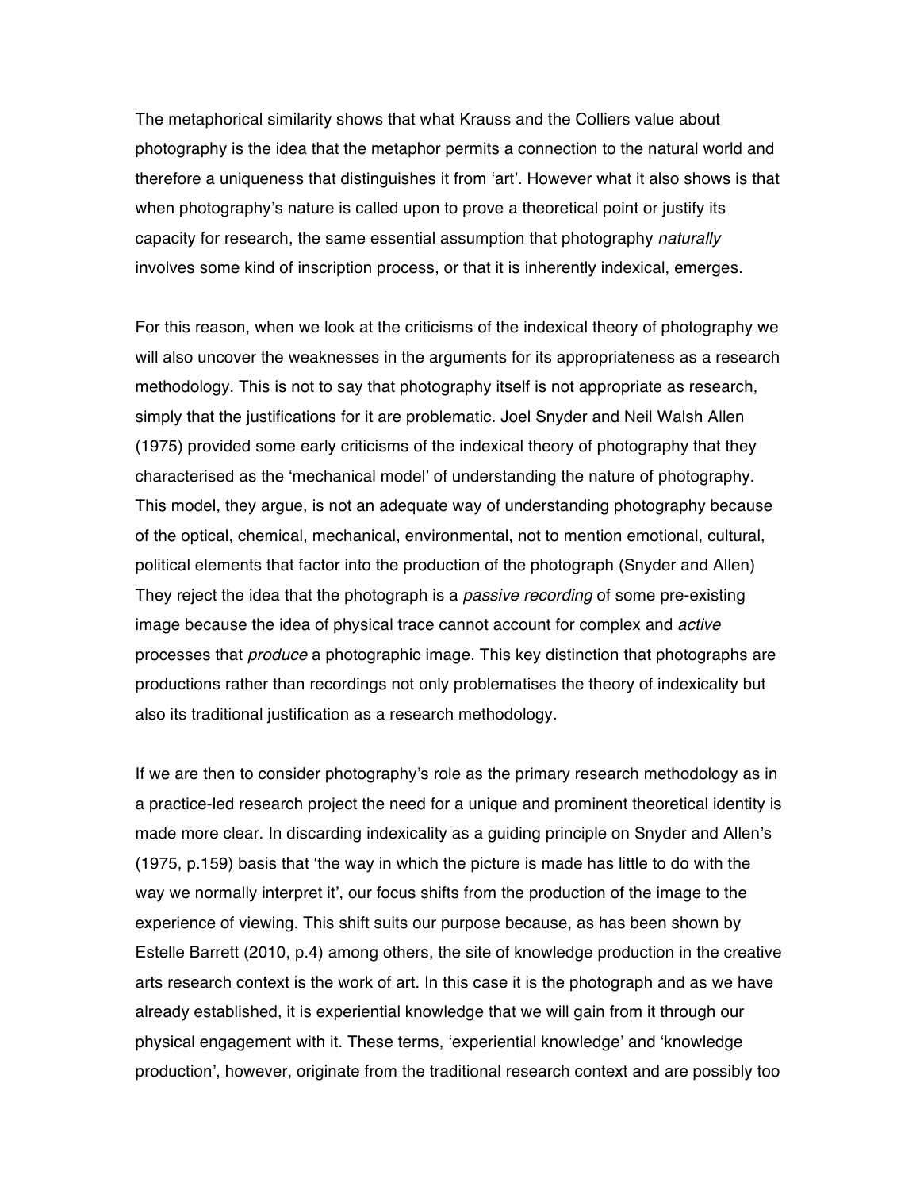The metaphorical similarity shows that what Krauss and the Colliers value about photography is the idea that the metaphor permits a connection to the natural world and therefore a uniqueness that distinguishes it from 'art'. However what it also shows is that when photography's nature is called upon to prove a theoretical point or justify its capacity for research, the same essential assumption that photography *naturally* involves some kind of inscription process, or that it is inherently indexical, emerges.

For this reason, when we look at the criticisms of the indexical theory of photography we will also uncover the weaknesses in the arguments for its appropriateness as a research methodology. This is not to say that photography itself is not appropriate as research, simply that the justifications for it are problematic. Joel Snyder and Neil Walsh Allen (1975) provided some early criticisms of the indexical theory of photography that they characterised as the 'mechanical model' of understanding the nature of photography. This model, they argue, is not an adequate way of understanding photography because of the optical, chemical, mechanical, environmental, not to mention emotional, cultural, political elements that factor into the production of the photograph (Snyder and Allen) They reject the idea that the photograph is a *passive recording* of some pre-existing image because the idea of physical trace cannot account for complex and *active* processes that *produce* a photographic image. This key distinction that photographs are productions rather than recordings not only problematises the theory of indexicality but also its traditional justification as a research methodology.

If we are then to consider photography's role as the primary research methodology as in a practice-led research project the need for a unique and prominent theoretical identity is made more clear. In discarding indexicality as a guiding principle on Snyder and Allen's (1975, p.159) basis that 'the way in which the picture is made has little to do with the way we normally interpret it', our focus shifts from the production of the image to the experience of viewing. This shift suits our purpose because, as has been shown by Estelle Barrett (2010, p.4) among others, the site of knowledge production in the creative arts research context is the work of art. In this case it is the photograph and as we have already established, it is experiential knowledge that we will gain from it through our physical engagement with it. These terms, 'experiential knowledge' and 'knowledge production', however, originate from the traditional research context and are possibly too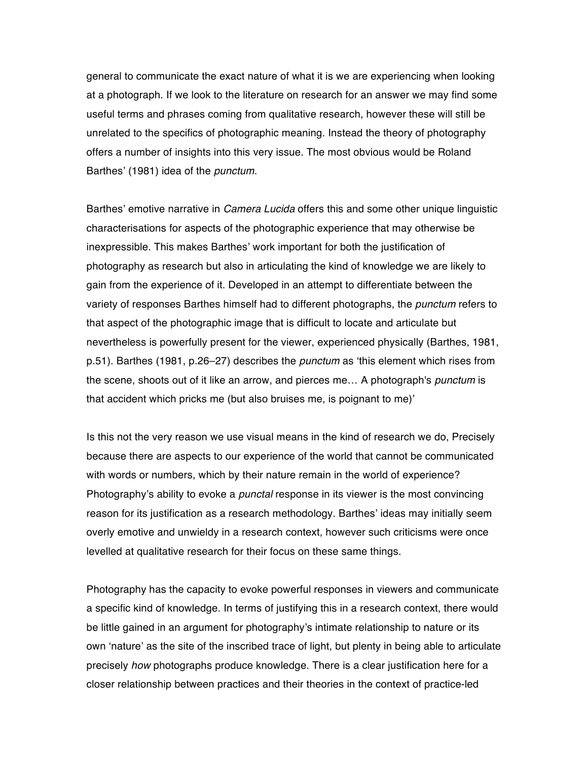general to communicate the exact nature of what it is we are experiencing when looking at a photograph. If we look to the literature on research for an answer we may find some useful terms and phrases coming from qualitative research, however these will still be unrelated to the specifics of photographic meaning. Instead the theory of photography offers a number of insights into this very issue. The most obvious would be Roland Barthes' (1981) idea of the *punctum*.

Barthes' emotive narrative in *Camera Lucida* offers this and some other unique linguistic characterisations for aspects of the photographic experience that may otherwise be inexpressible. This makes Barthes' work important for both the justification of photography as research but also in articulating the kind of knowledge we are likely to gain from the experience of it. Developed in an attempt to differentiate between the variety of responses Barthes himself had to different photographs, the *punctum* refers to that aspect of the photographic image that is difficult to locate and articulate but nevertheless is powerfully present for the viewer, experienced physically (Barthes, 1981, p.51). Barthes (1981, p.26–27) describes the *punctum* as 'this element which rises from the scene, shoots out of it like an arrow, and pierces me… A photograph's *punctum* is that accident which pricks me (but also bruises me, is poignant to me)'

Is this not the very reason we use visual means in the kind of research we do, Precisely because there are aspects to our experience of the world that cannot be communicated with words or numbers, which by their nature remain in the world of experience? Photography's ability to evoke a *punctal* response in its viewer is the most convincing reason for its justification as a research methodology. Barthes' ideas may initially seem overly emotive and unwieldy in a research context, however such criticisms were once levelled at qualitative research for their focus on these same things.

Photography has the capacity to evoke powerful responses in viewers and communicate a specific kind of knowledge. In terms of justifying this in a research context, there would be little gained in an argument for photography's intimate relationship to nature or its own 'nature' as the site of the inscribed trace of light, but plenty in being able to articulate precisely *how* photographs produce knowledge. There is a clear justification here for a closer relationship between practices and their theories in the context of practice-led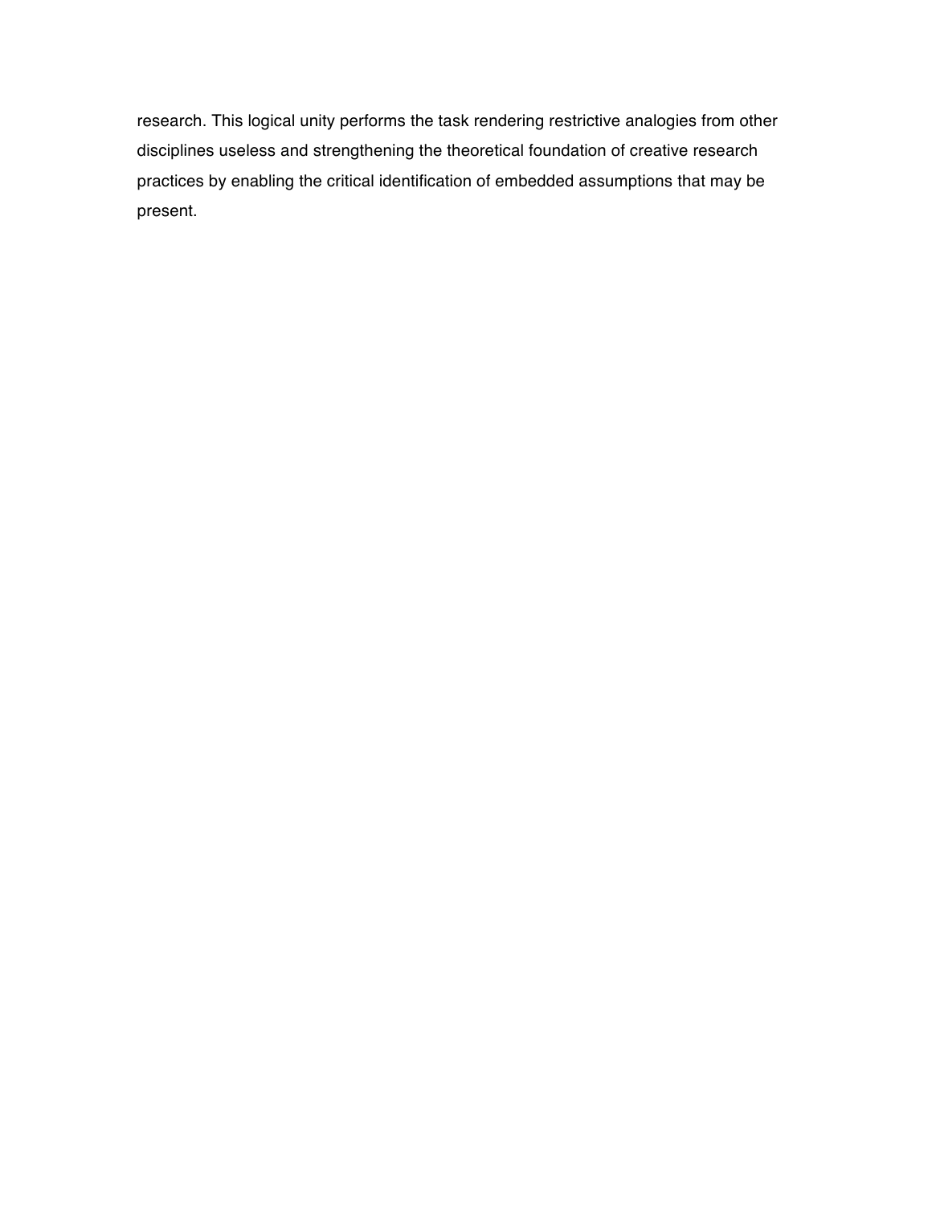research. This logical unity performs the task rendering restrictive analogies from other disciplines useless and strengthening the theoretical foundation of creative research practices by enabling the critical identification of embedded assumptions that may be present.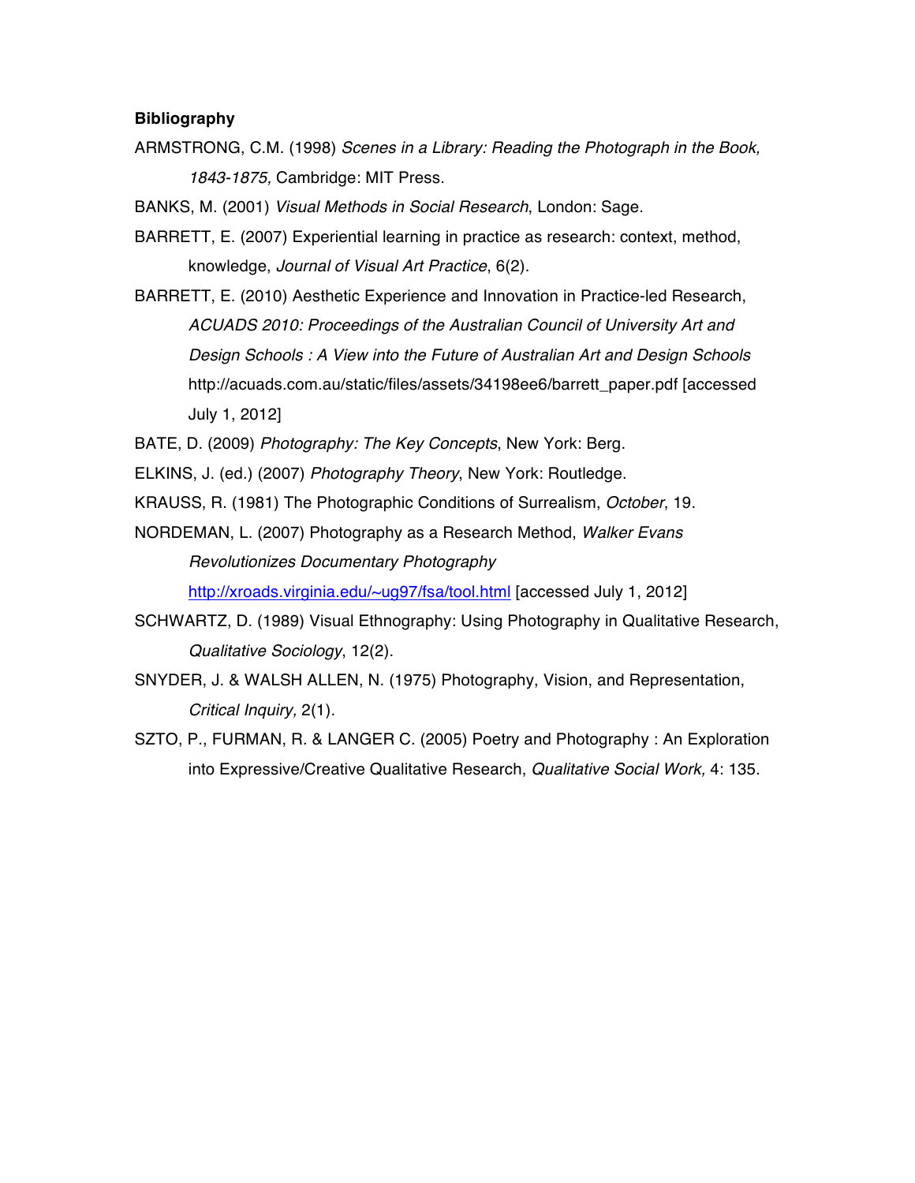**Bibliography**

ARMSTRONG, C.M. (1998) *Scenes in a Library: Reading the Photograph in the Book, 1843-1875,* Cambridge: MIT Press.

BANKS, M. (2001) *Visual Methods in Social Research*, London: Sage.

BARRETT, E. (2007) Experiential learning in practice as research: context, method, knowledge, *Journal of Visual Art Practice*, 6(2).

BARRETT, E. (2010) Aesthetic Experience and Innovation in Practice-led Research, *ACUADS 2010: Proceedings of the Australian Council of University Art and Design Schools : A View into the Future of Australian Art and Design Schools* http://acuads.com.au/static/files/assets/34198ee6/barrett_paper.pdf [accessed July 1, 2012]

BATE, D. (2009) *Photography: The Key Concepts*, New York: Berg.

ELKINS, J. (ed.) (2007) *Photography Theory*, New York: Routledge.

KRAUSS, R. (1981) The Photographic Conditions of Surrealism, *October*, 19.

NORDEMAN, L. (2007) Photography as a Research Method, *Walker Evans Revolutionizes Documentary Photography* http://xroads.virginia.edu/~ug97/fsa/tool.html [accessed July 1, 2012]

SCHWARTZ, D. (1989) Visual Ethnography: Using Photography in Qualitative Research, *Qualitative Sociology*, 12(2).

SNYDER, J. & WALSH ALLEN, N. (1975) Photography, Vision, and Representation, *Critical Inquiry,* 2(1).

SZTO, P., FURMAN, R. & LANGER C. (2005) Poetry and Photography : An Exploration into Expressive/Creative Qualitative Research, *Qualitative Social Work,* 4: 135.